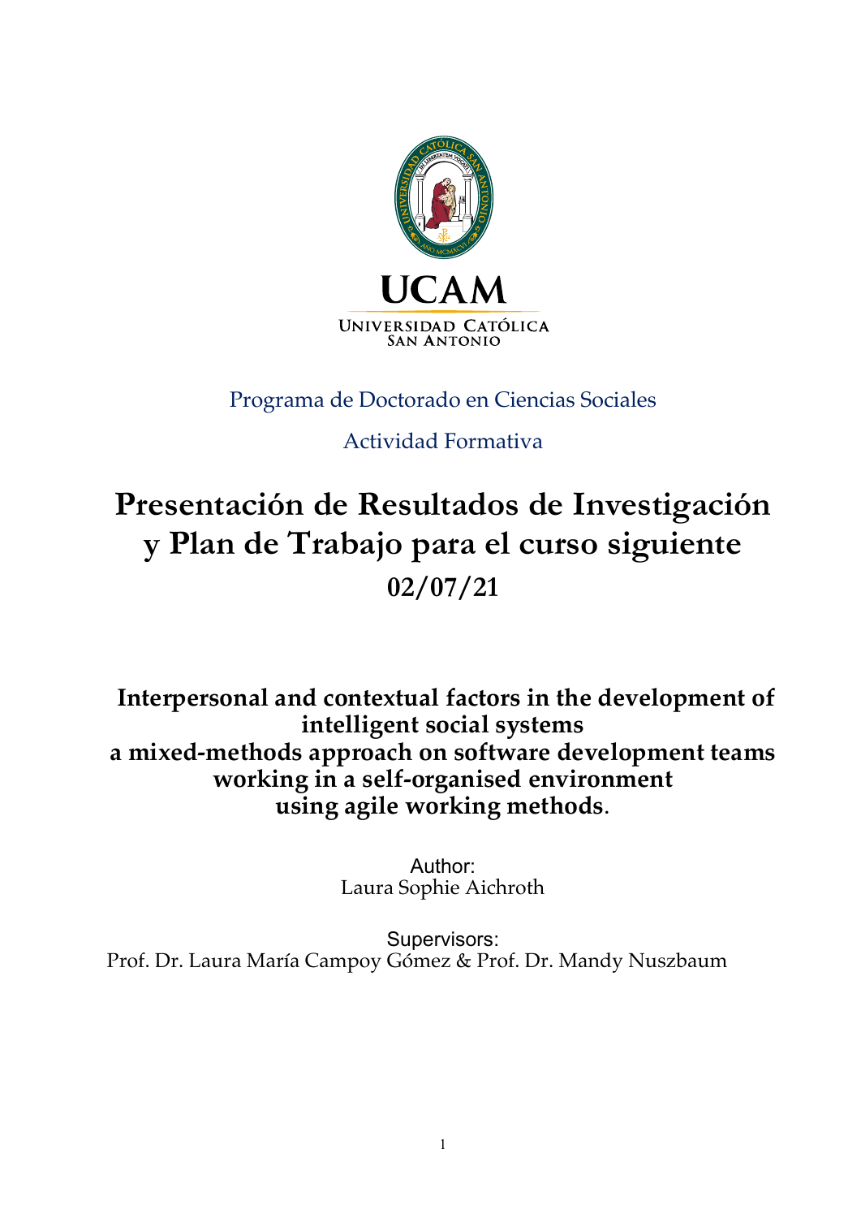UCAM

UNIVERSIDAD CATÓLICA SAN ANTONIO

Programa de Doctorado en Ciencias Sociales

Actividad Formativa

# Presentación de Resultados de Investigación y Plan de Trabajo para el curso siguiente 02/07/21

## Interpersonal and contextual factors in the development of intelligent social systems a mixed-methods approach on software development teams working in a self-organised environment using agile working methods.

Author:
Laura Sophie Aichroth

Supervisors:
Prof. Dr. Laura María Campoy Gómez & Prof. Dr. Mandy Nuszbaum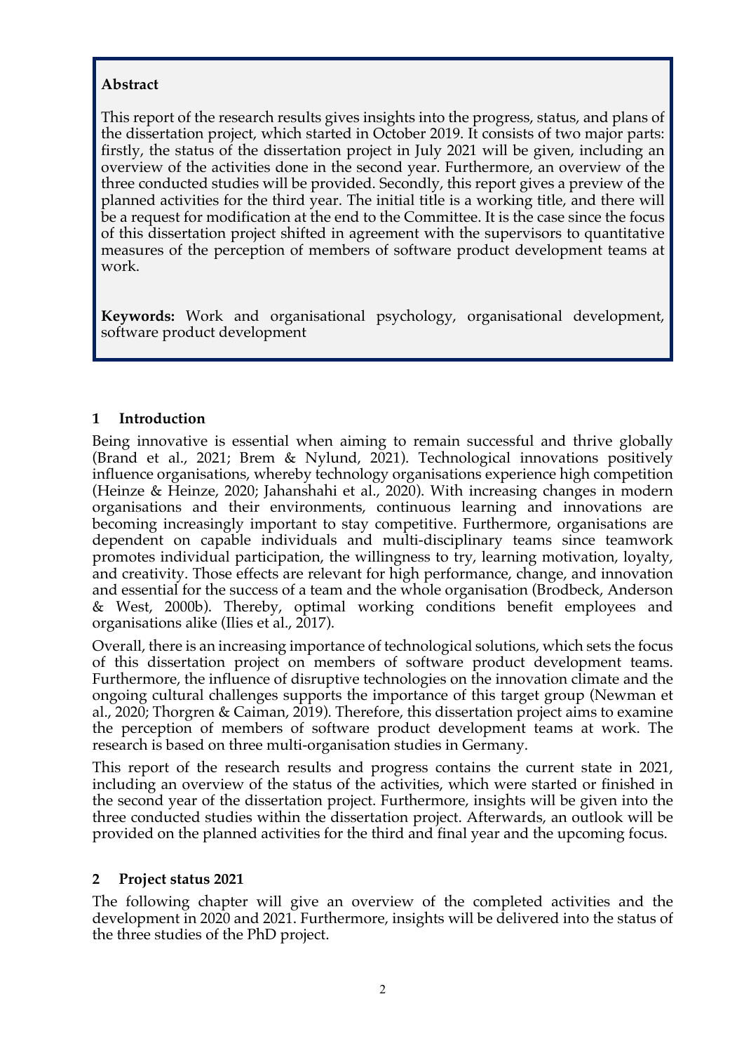**Abstract**

This report of the research results gives insights into the progress, status, and plans of the dissertation project, which started in October 2019. It consists of two major parts: firstly, the status of the dissertation project in July 2021 will be given, including an overview of the activities done in the second year. Furthermore, an overview of the three conducted studies will be provided. Secondly, this report gives a preview of the planned activities for the third year. The initial title is a working title, and there will be a request for modification at the end to the Committee. It is the case since the focus of this dissertation project shifted in agreement with the supervisors to quantitative measures of the perception of members of software product development teams at work.

**Keywords:** Work and organisational psychology, organisational development, software product development

## 1 Introduction

Being innovative is essential when aiming to remain successful and thrive globally (Brand et al., 2021; Brem & Nylund, 2021). Technological innovations positively influence organisations, whereby technology organisations experience high competition (Heinze & Heinze, 2020; Jahanshahi et al., 2020). With increasing changes in modern organisations and their environments, continuous learning and innovations are becoming increasingly important to stay competitive. Furthermore, organisations are dependent on capable individuals and multi-disciplinary teams since teamwork promotes individual participation, the willingness to try, learning motivation, loyalty, and creativity. Those effects are relevant for high performance, change, and innovation and essential for the success of a team and the whole organisation (Brodbeck, Anderson & West, 2000b). Thereby, optimal working conditions benefit employees and organisations alike (Ilies et al., 2017).

Overall, there is an increasing importance of technological solutions, which sets the focus of this dissertation project on members of software product development teams. Furthermore, the influence of disruptive technologies on the innovation climate and the ongoing cultural challenges supports the importance of this target group (Newman et al., 2020; Thorgren & Caiman, 2019). Therefore, this dissertation project aims to examine the perception of members of software product development teams at work. The research is based on three multi-organisation studies in Germany.

This report of the research results and progress contains the current state in 2021, including an overview of the status of the activities, which were started or finished in the second year of the dissertation project. Furthermore, insights will be given into the three conducted studies within the dissertation project. Afterwards, an outlook will be provided on the planned activities for the third and final year and the upcoming focus.

## 2 Project status 2021

The following chapter will give an overview of the completed activities and the development in 2020 and 2021. Furthermore, insights will be delivered into the status of the three studies of the PhD project.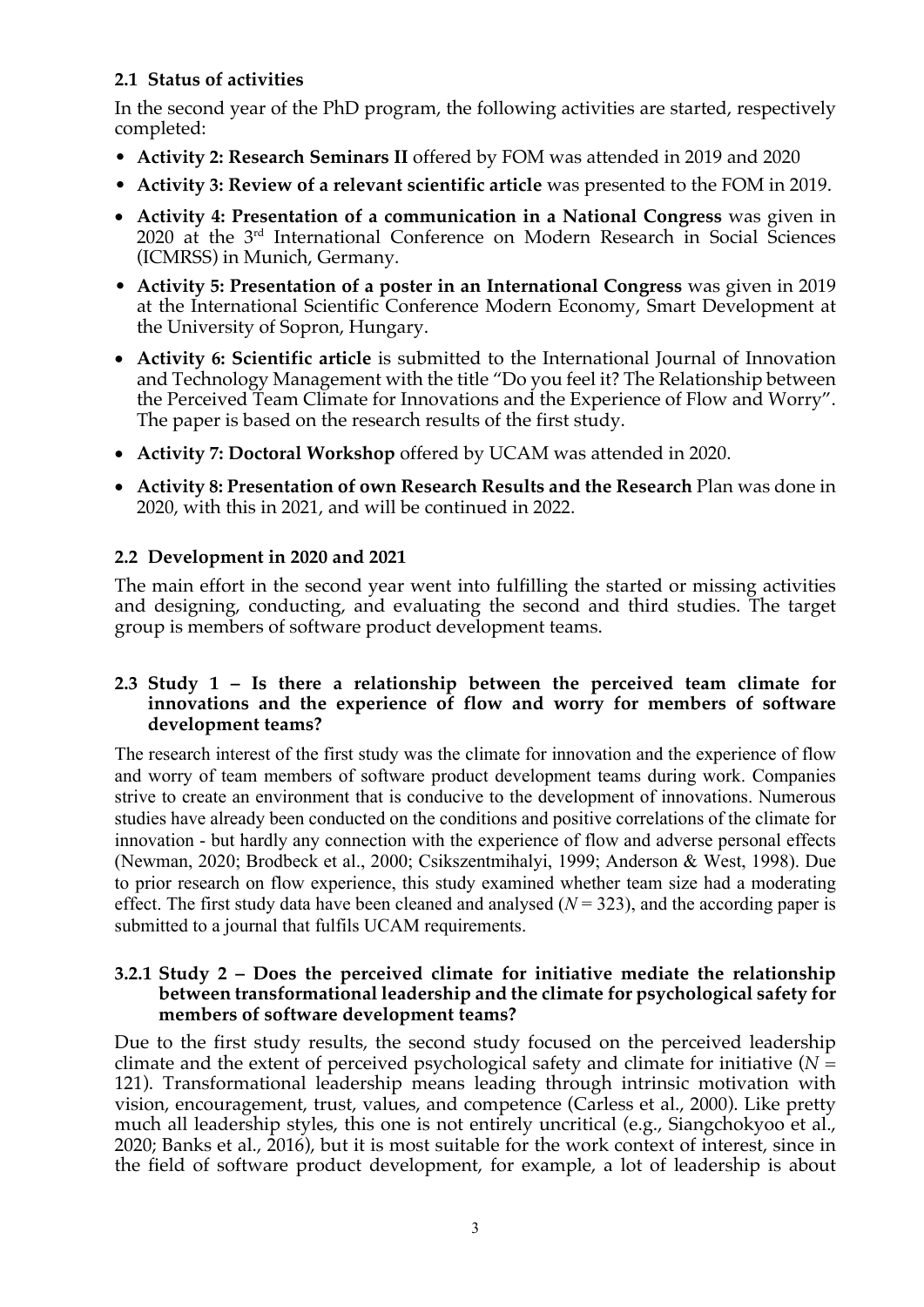### 2.1 Status of activities

In the second year of the PhD program, the following activities are started, respectively completed:

- **Activity 2: Research Seminars II** offered by FOM was attended in 2019 and 2020
- **Activity 3: Review of a relevant scientific article** was presented to the FOM in 2019.
- **Activity 4: Presentation of a communication in a National Congress** was given in 2020 at the 3rd International Conference on Modern Research in Social Sciences (ICMRSS) in Munich, Germany.
- **Activity 5: Presentation of a poster in an International Congress** was given in 2019 at the International Scientific Conference Modern Economy, Smart Development at the University of Sopron, Hungary.
- **Activity 6: Scientific article** is submitted to the International Journal of Innovation and Technology Management with the title "Do you feel it? The Relationship between the Perceived Team Climate for Innovations and the Experience of Flow and Worry". The paper is based on the research results of the first study.
- **Activity 7: Doctoral Workshop** offered by UCAM was attended in 2020.
- **Activity 8: Presentation of own Research Results and the Research** Plan was done in 2020, with this in 2021, and will be continued in 2022.

### 2.2 Development in 2020 and 2021

The main effort in the second year went into fulfilling the started or missing activities and designing, conducting, and evaluating the second and third studies. The target group is members of software product development teams.

### 2.3 Study 1 – Is there a relationship between the perceived team climate for innovations and the experience of flow and worry for members of software development teams?

The research interest of the first study was the climate for innovation and the experience of flow and worry of team members of software product development teams during work. Companies strive to create an environment that is conducive to the development of innovations. Numerous studies have already been conducted on the conditions and positive correlations of the climate for innovation - but hardly any connection with the experience of flow and adverse personal effects (Newman, 2020; Brodbeck et al., 2000; Csikszentmihalyi, 1999; Anderson & West, 1998). Due to prior research on flow experience, this study examined whether team size had a moderating effect. The first study data have been cleaned and analysed ($N = 323$), and the according paper is submitted to a journal that fulfils UCAM requirements.

### 3.2.1 Study 2 – Does the perceived climate for initiative mediate the relationship between transformational leadership and the climate for psychological safety for members of software development teams?

Due to the first study results, the second study focused on the perceived leadership climate and the extent of perceived psychological safety and climate for initiative ($N = 121$). Transformational leadership means leading through intrinsic motivation with vision, encouragement, trust, values, and competence (Carless et al., 2000). Like pretty much all leadership styles, this one is not entirely uncritical (e.g., Siangchokyoo et al., 2020; Banks et al., 2016), but it is most suitable for the work context of interest, since in the field of software product development, for example, a lot of leadership is about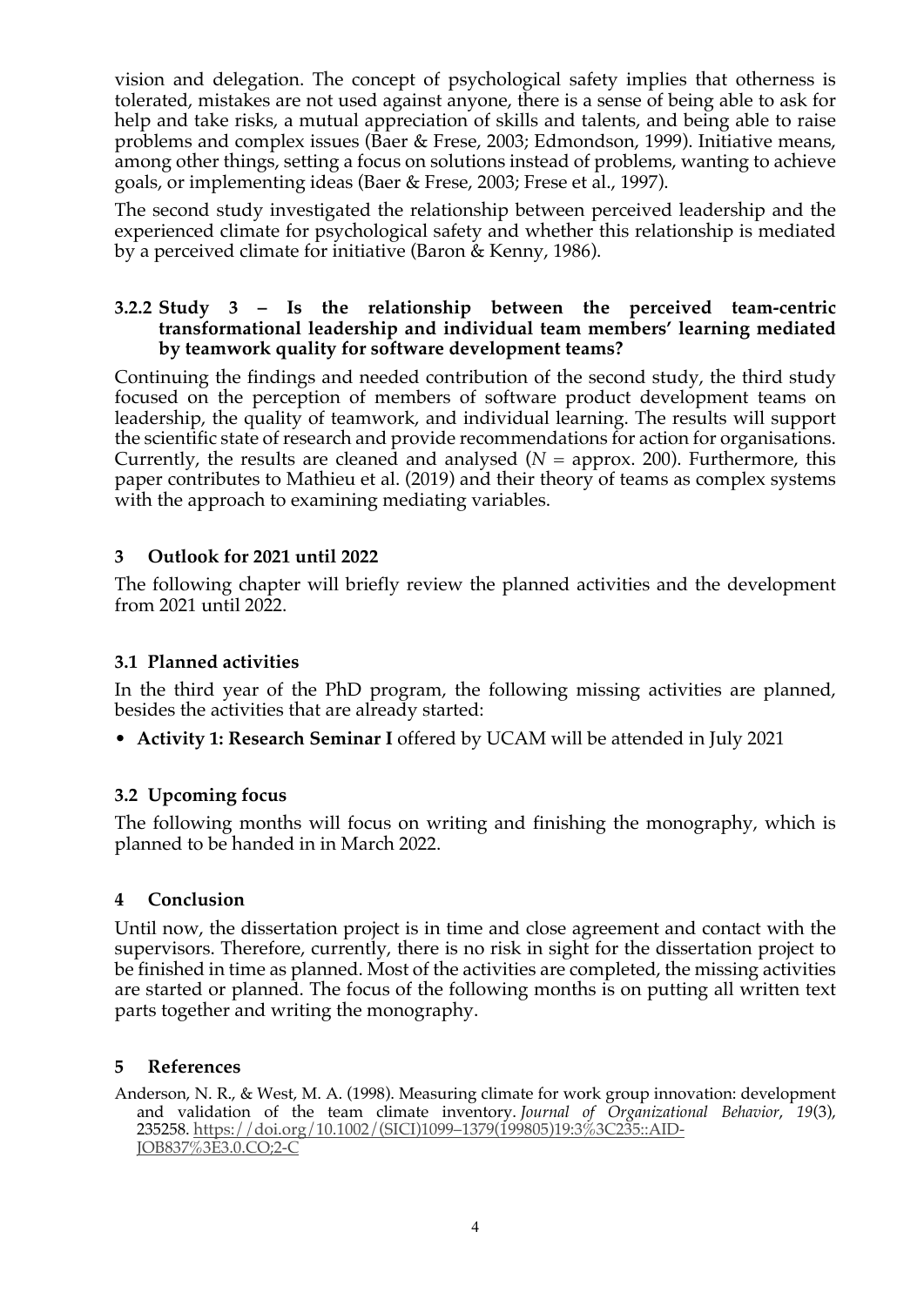vision and delegation. The concept of psychological safety implies that otherness is tolerated, mistakes are not used against anyone, there is a sense of being able to ask for help and take risks, a mutual appreciation of skills and talents, and being able to raise problems and complex issues (Baer & Frese, 2003; Edmondson, 1999). Initiative means, among other things, setting a focus on solutions instead of problems, wanting to achieve goals, or implementing ideas (Baer & Frese, 2003; Frese et al., 1997).

The second study investigated the relationship between perceived leadership and the experienced climate for psychological safety and whether this relationship is mediated by a perceived climate for initiative (Baron & Kenny, 1986).

### 3.2.2 Study 3 – Is the relationship between the perceived team-centric transformational leadership and individual team members' learning mediated by teamwork quality for software development teams?

Continuing the findings and needed contribution of the second study, the third study focused on the perception of members of software product development teams on leadership, the quality of teamwork, and individual learning. The results will support the scientific state of research and provide recommendations for action for organisations. Currently, the results are cleaned and analysed ($N$ = approx. 200). Furthermore, this paper contributes to Mathieu et al. (2019) and their theory of teams as complex systems with the approach to examining mediating variables.

# 3 Outlook for 2021 until 2022

The following chapter will briefly review the planned activities and the development from 2021 until 2022.

## 3.1 Planned activities

In the third year of the PhD program, the following missing activities are planned, besides the activities that are already started:

- **Activity 1: Research Seminar I** offered by UCAM will be attended in July 2021

## 3.2 Upcoming focus

The following months will focus on writing and finishing the monography, which is planned to be handed in in March 2022.

# 4 Conclusion

Until now, the dissertation project is in time and close agreement and contact with the supervisors. Therefore, currently, there is no risk in sight for the dissertation project to be finished in time as planned. Most of the activities are completed, the missing activities are started or planned. The focus of the following months is on putting all written text parts together and writing the monography.

# 5 References

Anderson, N. R., & West, M. A. (1998). Measuring climate for work group innovation: development and validation of the team climate inventory. *Journal of Organizational Behavior*, *19*(3), 235258. https://doi.org/10.1002/(SICI)1099–1379(199805)19:3%3C235::AID-JOB837%3E3.0.CO;2-C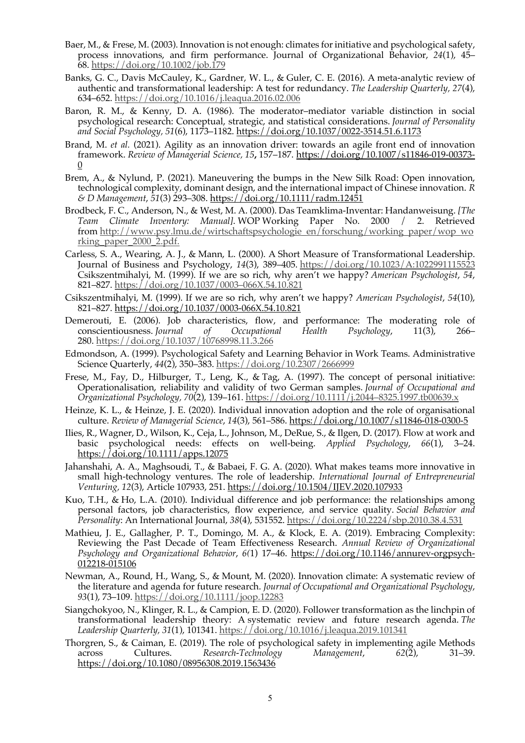Baer, M., & Frese, M. (2003). Innovation is not enough: climates for initiative and psychological safety, process innovations, and firm performance. Journal of Organizational Behavior, *24*(1), 45–68. https://doi.org/10.1002/job.179

Banks, G. C., Davis McCauley, K., Gardner, W. L., & Guler, C. E. (2016). A meta-analytic review of authentic and transformational leadership: A test for redundancy. *The Leadership Quarterly, 27*(4), 634–652. https://doi.org/10.1016/j.leaqua.2016.02.006

Baron, R. M., & Kenny, D. A. (1986). The moderator–mediator variable distinction in social psychological research: Conceptual, strategic, and statistical considerations. *Journal of Personality and Social Psychology, 51*(6), 1173–1182. https://doi.org/10.1037/0022-3514.51.6.1173

Brand, M. *et al.* (2021). Agility as an innovation driver: towards an agile front end of innovation framework. *Review of Managerial Science, 15***,** 157–187. https://doi.org/10.1007/s11846-019-00373-0

Brem, A., & Nylund, P. (2021). Maneuvering the bumps in the New Silk Road: Open innovation, technological complexity, dominant design, and the international impact of Chinese innovation. *R & D Management*, *51*(3) 293–308. https://doi.org/10.1111/radm.12451

Brodbeck, F. C., Anderson, N., & West, M. A. (2000). Das Teamklima-Inventar: Handanweisung. *[The Team Climate Inventory: Manual]*. WOP Working Paper No. 2000 / 2. Retrieved from http://www.psy.lmu.de/wirtschaftspsychologie_en/forschung/working_paper/wop_working_paper_2000_2.pdf.

Carless, S. A., Wearing, A. J., & Mann, L. (2000). A Short Measure of Transformational Leadership. Journal of Business and Psychology, *14*(3), 389–405. https://doi.org/10.1023/A:1022991115523 Csikszentmihalyi, M. (1999). If we are so rich, why aren't we happy? *American Psychologist*, *54*, 821–827. https://doi.org/10.1037/0003–066X.54.10.821

Csikszentmihalyi, M. (1999). If we are so rich, why aren't we happy? *American Psychologist*, *54*(10), 821–827. https://doi.org/10.1037/0003-066X.54.10.821

Demerouti, E. (2006). Job characteristics, flow, and performance: The moderating role of conscientiousness. *Journal of Occupational Health Psychology*, 11(3), 266–280. https://doi.org/10.1037/10768998.11.3.266

Edmondson, A. (1999). Psychological Safety and Learning Behavior in Work Teams. Administrative Science Quarterly, *44*(2), 350–383. https://doi.org/10.2307/2666999

Frese, M., Fay, D., Hilburger, T., Leng, K., & Tag, A. (1997). The concept of personal initiative: Operationalisation, reliability and validity of two German samples. *Journal of Occupational and Organizational Psychology, 70*(2), 139–161. https://doi.org/10.1111/j.2044–8325.1997.tb00639.x

Heinze, K. L., & Heinze, J. E. (2020). Individual innovation adoption and the role of organisational culture. *Review of Managerial Science*, *14*(3), 561–586. https://doi.org/10.1007/s11846-018-0300-5

Ilies, R., Wagner, D., Wilson, K., Ceja, L., Johnson, M., DeRue, S., & Ilgen, D. (2017). Flow at work and basic psychological needs: effects on well-being. *Applied Psychology*, *66*(1), 3–24. https://doi.org/10.1111/apps.12075

Jahanshahi, A. A., Maghsoudi, T., & Babaei, F. G. A. (2020). What makes teams more innovative in small high-technology ventures. The role of leadership. *International Journal of Entrepreneurial Venturing, 12*(3), Article 107933, 251. https://doi.org/10.1504/IJEV.2020.107933

Kuo, T.H., & Ho, L.A. (2010). Individual difference and job performance: the relationships among personal factors, job characteristics, flow experience, and service quality. *Social Behavior and Personality*: An International Journal, *38*(4), 531552. https://doi.org/10.2224/sbp.2010.38.4.531

Mathieu, J. E., Gallagher, P. T., Domingo, M. A., & Klock, E. A. (2019). Embracing Complexity: Reviewing the Past Decade of Team Effectiveness Research. *Annual Review of Organizational Psychology and Organizational Behavior*, *6(*1) 17–46. https://doi.org/10.1146/annurev-orgpsych-012218-015106

Newman, A., Round, H., Wang, S., & Mount, M. (2020). Innovation climate: A systematic review of the literature and agenda for future research. *Journal of Occupational and Organizational Psychology*, *93*(1), 73–109. https://doi.org/10.1111/joop.12283

Siangchokyoo, N., Klinger, R. L., & Campion, E. D. (2020). Follower transformation as the linchpin of transformational leadership theory: A systematic review and future research agenda. *The Leadership Quarterly*, *31*(1), 101341. https://doi.org/10.1016/j.leaqua.2019.101341

Thorgren, S., & Caiman, E. (2019). The role of psychological safety in implementing agile Methods across Cultures. *Research-Technology Management*, *62*(2), 31–39. https://doi.org/10.1080/08956308.2019.1563436